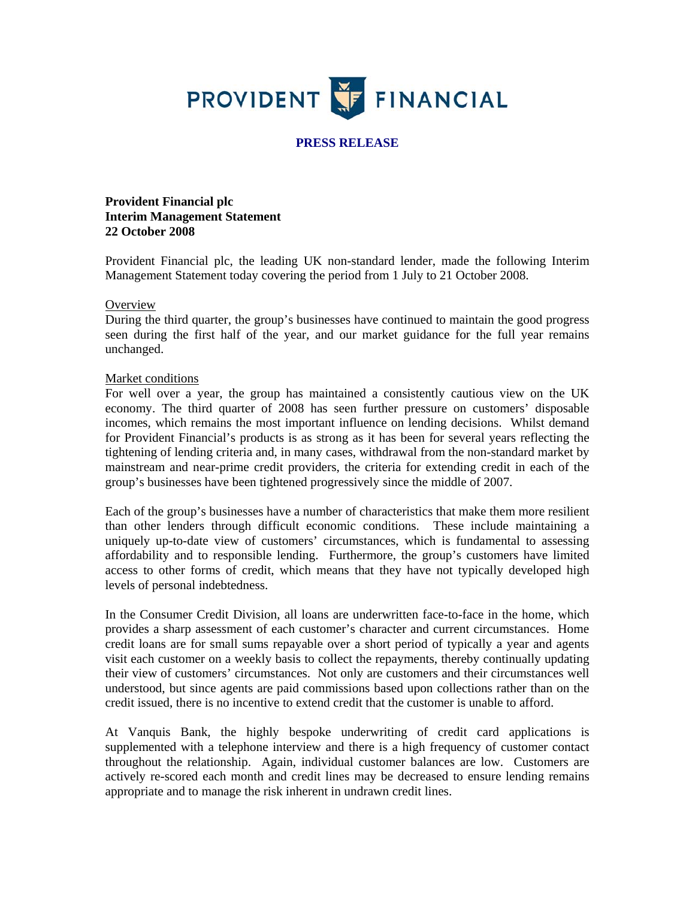PROVIDENT FINANCIAL

**PRESS RELEASE**

**Provident Financial plc**
**Interim Management Statement**
**22 October 2008**

Provident Financial plc, the leading UK non-standard lender, made the following Interim Management Statement today covering the period from 1 July to 21 October 2008.

Overview

During the third quarter, the group's businesses have continued to maintain the good progress seen during the first half of the year, and our market guidance for the full year remains unchanged.

Market conditions

For well over a year, the group has maintained a consistently cautious view on the UK economy. The third quarter of 2008 has seen further pressure on customers' disposable incomes, which remains the most important influence on lending decisions. Whilst demand for Provident Financial's products is as strong as it has been for several years reflecting the tightening of lending criteria and, in many cases, withdrawal from the non-standard market by mainstream and near-prime credit providers, the criteria for extending credit in each of the group's businesses have been tightened progressively since the middle of 2007.

Each of the group's businesses have a number of characteristics that make them more resilient than other lenders through difficult economic conditions. These include maintaining a uniquely up-to-date view of customers' circumstances, which is fundamental to assessing affordability and to responsible lending. Furthermore, the group's customers have limited access to other forms of credit, which means that they have not typically developed high levels of personal indebtedness.

In the Consumer Credit Division, all loans are underwritten face-to-face in the home, which provides a sharp assessment of each customer's character and current circumstances. Home credit loans are for small sums repayable over a short period of typically a year and agents visit each customer on a weekly basis to collect the repayments, thereby continually updating their view of customers' circumstances. Not only are customers and their circumstances well understood, but since agents are paid commissions based upon collections rather than on the credit issued, there is no incentive to extend credit that the customer is unable to afford.

At Vanquis Bank, the highly bespoke underwriting of credit card applications is supplemented with a telephone interview and there is a high frequency of customer contact throughout the relationship. Again, individual customer balances are low. Customers are actively re-scored each month and credit lines may be decreased to ensure lending remains appropriate and to manage the risk inherent in undrawn credit lines.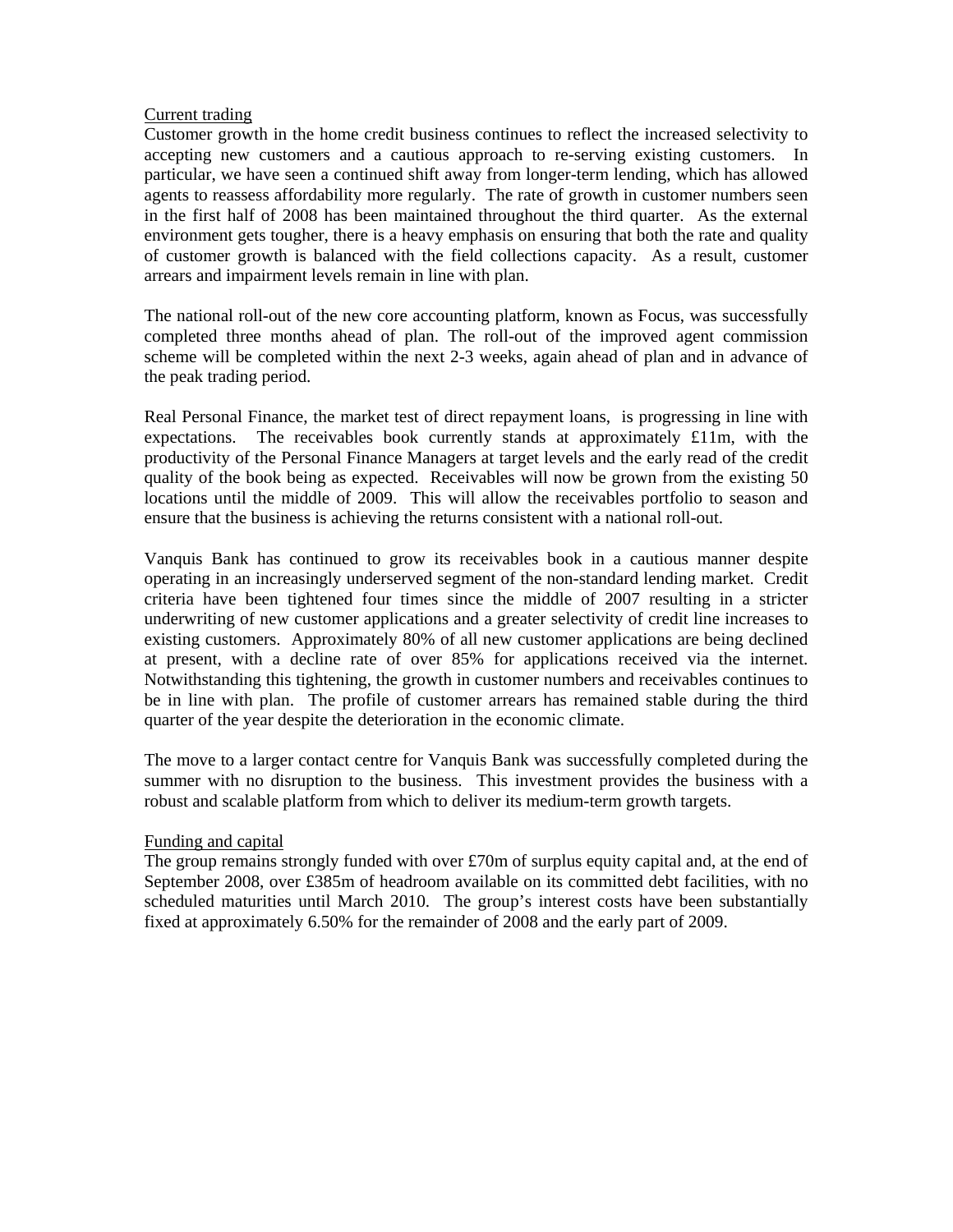## Current trading

Customer growth in the home credit business continues to reflect the increased selectivity to accepting new customers and a cautious approach to re-serving existing customers. In particular, we have seen a continued shift away from longer-term lending, which has allowed agents to reassess affordability more regularly. The rate of growth in customer numbers seen in the first half of 2008 has been maintained throughout the third quarter. As the external environment gets tougher, there is a heavy emphasis on ensuring that both the rate and quality of customer growth is balanced with the field collections capacity. As a result, customer arrears and impairment levels remain in line with plan.

The national roll-out of the new core accounting platform, known as Focus, was successfully completed three months ahead of plan. The roll-out of the improved agent commission scheme will be completed within the next 2-3 weeks, again ahead of plan and in advance of the peak trading period.

Real Personal Finance, the market test of direct repayment loans, is progressing in line with expectations. The receivables book currently stands at approximately £11m, with the productivity of the Personal Finance Managers at target levels and the early read of the credit quality of the book being as expected. Receivables will now be grown from the existing 50 locations until the middle of 2009. This will allow the receivables portfolio to season and ensure that the business is achieving the returns consistent with a national roll-out.

Vanquis Bank has continued to grow its receivables book in a cautious manner despite operating in an increasingly underserved segment of the non-standard lending market. Credit criteria have been tightened four times since the middle of 2007 resulting in a stricter underwriting of new customer applications and a greater selectivity of credit line increases to existing customers. Approximately 80% of all new customer applications are being declined at present, with a decline rate of over 85% for applications received via the internet. Notwithstanding this tightening, the growth in customer numbers and receivables continues to be in line with plan. The profile of customer arrears has remained stable during the third quarter of the year despite the deterioration in the economic climate.

The move to a larger contact centre for Vanquis Bank was successfully completed during the summer with no disruption to the business. This investment provides the business with a robust and scalable platform from which to deliver its medium-term growth targets.

## Funding and capital

The group remains strongly funded with over £70m of surplus equity capital and, at the end of September 2008, over £385m of headroom available on its committed debt facilities, with no scheduled maturities until March 2010. The group's interest costs have been substantially fixed at approximately 6.50% for the remainder of 2008 and the early part of 2009.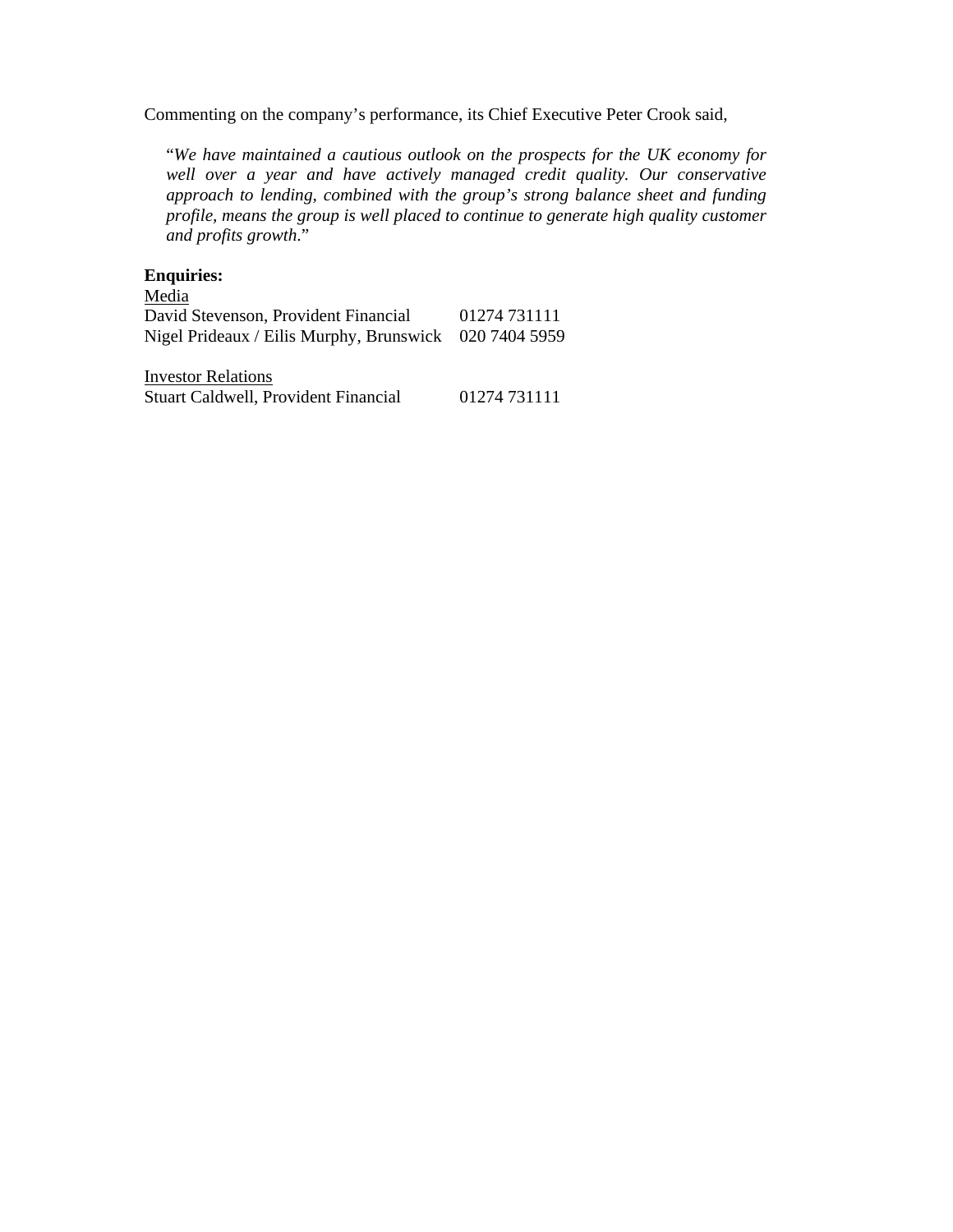Commenting on the company's performance, its Chief Executive Peter Crook said,

"*We have maintained a cautious outlook on the prospects for the UK economy for well over a year and have actively managed credit quality. Our conservative approach to lending, combined with the group's strong balance sheet and funding profile, means the group is well placed to continue to generate high quality customer and profits growth.*"

**Enquiries:**

Media

| | |
|---|---|
| David Stevenson, Provident Financial | 01274 731111 |
| Nigel Prideaux / Eilis Murphy, Brunswick | 020 7404 5959 |

Investor Relations

| | |
|---|---|
| Stuart Caldwell, Provident Financial | 01274 731111 |